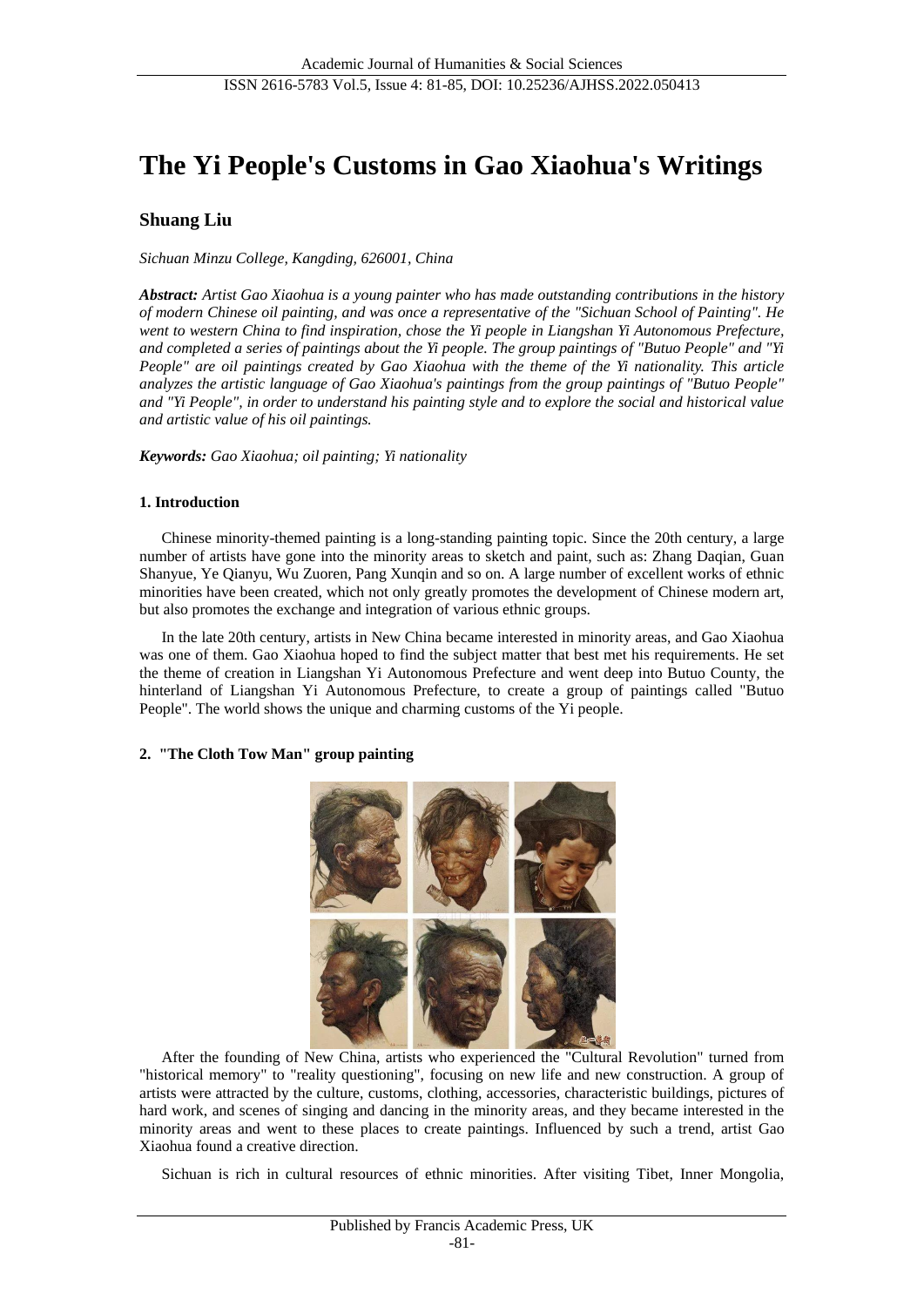# The Yi People's Customs in Gao Xiaohua's Writings

## Shuang Liu

*Sichuan Minzu College, Kangding, 626001, China*

***Abstract:*** *Artist Gao Xiaohua is a young painter who has made outstanding contributions in the history of modern Chinese oil painting, and was once a representative of the "Sichuan School of Painting". He went to western China to find inspiration, chose the Yi people in Liangshan Yi Autonomous Prefecture, and completed a series of paintings about the Yi people. The group paintings of "Butuo People" and "Yi People" are oil paintings created by Gao Xiaohua with the theme of the Yi nationality. This article analyzes the artistic language of Gao Xiaohua's paintings from the group paintings of "Butuo People" and "Yi People", in order to understand his painting style and to explore the social and historical value and artistic value of his oil paintings.*

***Keywords:*** *Gao Xiaohua; oil painting; Yi nationality*

### 1. Introduction

Chinese minority-themed painting is a long-standing painting topic. Since the 20th century, a large number of artists have gone into the minority areas to sketch and paint, such as: Zhang Daqian, Guan Shanyue, Ye Qianyu, Wu Zuoren, Pang Xunqin and so on. A large number of excellent works of ethnic minorities have been created, which not only greatly promotes the development of Chinese modern art, but also promotes the exchange and integration of various ethnic groups.

In the late 20th century, artists in New China became interested in minority areas, and Gao Xiaohua was one of them. Gao Xiaohua hoped to find the subject matter that best met his requirements. He set the theme of creation in Liangshan Yi Autonomous Prefecture and went deep into Butuo County, the hinterland of Liangshan Yi Autonomous Prefecture, to create a group of paintings called "Butuo People". The world shows the unique and charming customs of the Yi people.

### 2. "The Cloth Tow Man" group painting

After the founding of New China, artists who experienced the "Cultural Revolution" turned from "historical memory" to "reality questioning", focusing on new life and new construction. A group of artists were attracted by the culture, customs, clothing, accessories, characteristic buildings, pictures of hard work, and scenes of singing and dancing in the minority areas, and they became interested in the minority areas and went to these places to create paintings. Influenced by such a trend, artist Gao Xiaohua found a creative direction.

Sichuan is rich in cultural resources of ethnic minorities. After visiting Tibet, Inner Mongolia,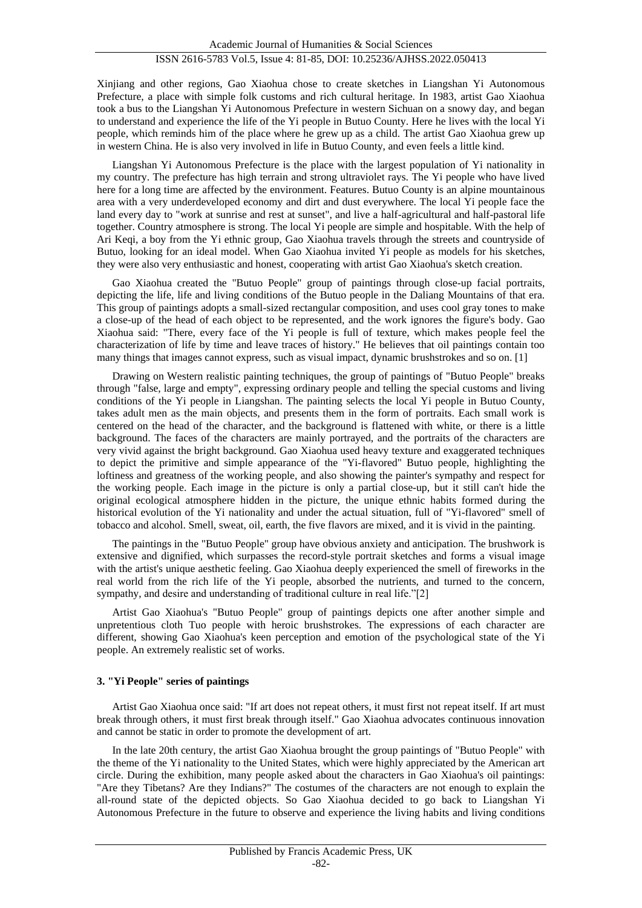Xinjiang and other regions, Gao Xiaohua chose to create sketches in Liangshan Yi Autonomous Prefecture, a place with simple folk customs and rich cultural heritage. In 1983, artist Gao Xiaohua took a bus to the Liangshan Yi Autonomous Prefecture in western Sichuan on a snowy day, and began to understand and experience the life of the Yi people in Butuo County. Here he lives with the local Yi people, which reminds him of the place where he grew up as a child. The artist Gao Xiaohua grew up in western China. He is also very involved in life in Butuo County, and even feels a little kind.

Liangshan Yi Autonomous Prefecture is the place with the largest population of Yi nationality in my country. The prefecture has high terrain and strong ultraviolet rays. The Yi people who have lived here for a long time are affected by the environment. Features. Butuo County is an alpine mountainous area with a very underdeveloped economy and dirt and dust everywhere. The local Yi people face the land every day to "work at sunrise and rest at sunset", and live a half-agricultural and half-pastoral life together. Country atmosphere is strong. The local Yi people are simple and hospitable. With the help of Ari Keqi, a boy from the Yi ethnic group, Gao Xiaohua travels through the streets and countryside of Butuo, looking for an ideal model. When Gao Xiaohua invited Yi people as models for his sketches, they were also very enthusiastic and honest, cooperating with artist Gao Xiaohua's sketch creation.

Gao Xiaohua created the "Butuo People" group of paintings through close-up facial portraits, depicting the life, life and living conditions of the Butuo people in the Daliang Mountains of that era. This group of paintings adopts a small-sized rectangular composition, and uses cool gray tones to make a close-up of the head of each object to be represented, and the work ignores the figure's body. Gao Xiaohua said: "There, every face of the Yi people is full of texture, which makes people feel the characterization of life by time and leave traces of history." He believes that oil paintings contain too many things that images cannot express, such as visual impact, dynamic brushstrokes and so on. [1]

Drawing on Western realistic painting techniques, the group of paintings of "Butuo People" breaks through "false, large and empty", expressing ordinary people and telling the special customs and living conditions of the Yi people in Liangshan. The painting selects the local Yi people in Butuo County, takes adult men as the main objects, and presents them in the form of portraits. Each small work is centered on the head of the character, and the background is flattened with white, or there is a little background. The faces of the characters are mainly portrayed, and the portraits of the characters are very vivid against the bright background. Gao Xiaohua used heavy texture and exaggerated techniques to depict the primitive and simple appearance of the "Yi-flavored" Butuo people, highlighting the loftiness and greatness of the working people, and also showing the painter's sympathy and respect for the working people. Each image in the picture is only a partial close-up, but it still can't hide the original ecological atmosphere hidden in the picture, the unique ethnic habits formed during the historical evolution of the Yi nationality and under the actual situation, full of "Yi-flavored" smell of tobacco and alcohol. Smell, sweat, oil, earth, the five flavors are mixed, and it is vivid in the painting.

The paintings in the "Butuo People" group have obvious anxiety and anticipation. The brushwork is extensive and dignified, which surpasses the record-style portrait sketches and forms a visual image with the artist's unique aesthetic feeling. Gao Xiaohua deeply experienced the smell of fireworks in the real world from the rich life of the Yi people, absorbed the nutrients, and turned to the concern, sympathy, and desire and understanding of traditional culture in real life."[2]

Artist Gao Xiaohua's "Butuo People" group of paintings depicts one after another simple and unpretentious cloth Tuo people with heroic brushstrokes. The expressions of each character are different, showing Gao Xiaohua's keen perception and emotion of the psychological state of the Yi people. An extremely realistic set of works.

## 3. "Yi People" series of paintings

Artist Gao Xiaohua once said: "If art does not repeat others, it must first not repeat itself. If art must break through others, it must first break through itself." Gao Xiaohua advocates continuous innovation and cannot be static in order to promote the development of art.

In the late 20th century, the artist Gao Xiaohua brought the group paintings of "Butuo People" with the theme of the Yi nationality to the United States, which were highly appreciated by the American art circle. During the exhibition, many people asked about the characters in Gao Xiaohua's oil paintings: "Are they Tibetans? Are they Indians?" The costumes of the characters are not enough to explain the all-round state of the depicted objects. So Gao Xiaohua decided to go back to Liangshan Yi Autonomous Prefecture in the future to observe and experience the living habits and living conditions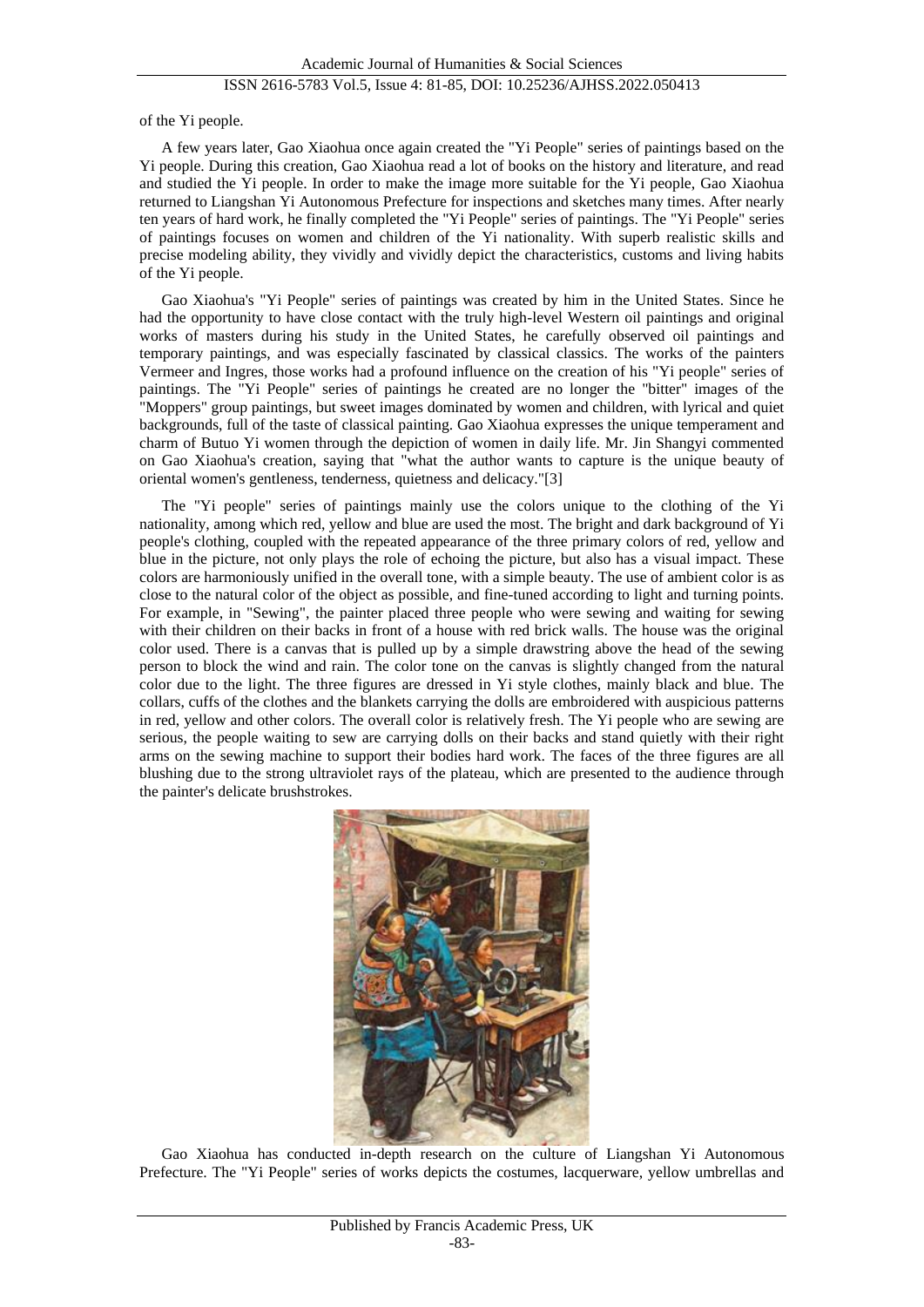of the Yi people.

A few years later, Gao Xiaohua once again created the "Yi People" series of paintings based on the Yi people. During this creation, Gao Xiaohua read a lot of books on the history and literature, and read and studied the Yi people. In order to make the image more suitable for the Yi people, Gao Xiaohua returned to Liangshan Yi Autonomous Prefecture for inspections and sketches many times. After nearly ten years of hard work, he finally completed the "Yi People" series of paintings. The "Yi People" series of paintings focuses on women and children of the Yi nationality. With superb realistic skills and precise modeling ability, they vividly and vividly depict the characteristics, customs and living habits of the Yi people.

Gao Xiaohua's "Yi People" series of paintings was created by him in the United States. Since he had the opportunity to have close contact with the truly high-level Western oil paintings and original works of masters during his study in the United States, he carefully observed oil paintings and temporary paintings, and was especially fascinated by classical classics. The works of the painters Vermeer and Ingres, those works had a profound influence on the creation of his "Yi people" series of paintings. The "Yi People" series of paintings he created are no longer the "bitter" images of the "Moppers" group paintings, but sweet images dominated by women and children, with lyrical and quiet backgrounds, full of the taste of classical painting. Gao Xiaohua expresses the unique temperament and charm of Butuo Yi women through the depiction of women in daily life. Mr. Jin Shangyi commented on Gao Xiaohua's creation, saying that "what the author wants to capture is the unique beauty of oriental women's gentleness, tenderness, quietness and delicacy."[3]

The "Yi people" series of paintings mainly use the colors unique to the clothing of the Yi nationality, among which red, yellow and blue are used the most. The bright and dark background of Yi people's clothing, coupled with the repeated appearance of the three primary colors of red, yellow and blue in the picture, not only plays the role of echoing the picture, but also has a visual impact. These colors are harmoniously unified in the overall tone, with a simple beauty. The use of ambient color is as close to the natural color of the object as possible, and fine-tuned according to light and turning points. For example, in "Sewing", the painter placed three people who were sewing and waiting for sewing with their children on their backs in front of a house with red brick walls. The house was the original color used. There is a canvas that is pulled up by a simple drawstring above the head of the sewing person to block the wind and rain. The color tone on the canvas is slightly changed from the natural color due to the light. The three figures are dressed in Yi style clothes, mainly black and blue. The collars, cuffs of the clothes and the blankets carrying the dolls are embroidered with auspicious patterns in red, yellow and other colors. The overall color is relatively fresh. The Yi people who are sewing are serious, the people waiting to sew are carrying dolls on their backs and stand quietly with their right arms on the sewing machine to support their bodies hard work. The faces of the three figures are all blushing due to the strong ultraviolet rays of the plateau, which are presented to the audience through the painter's delicate brushstrokes.

Gao Xiaohua has conducted in-depth research on the culture of Liangshan Yi Autonomous Prefecture. The "Yi People" series of works depicts the costumes, lacquerware, yellow umbrellas and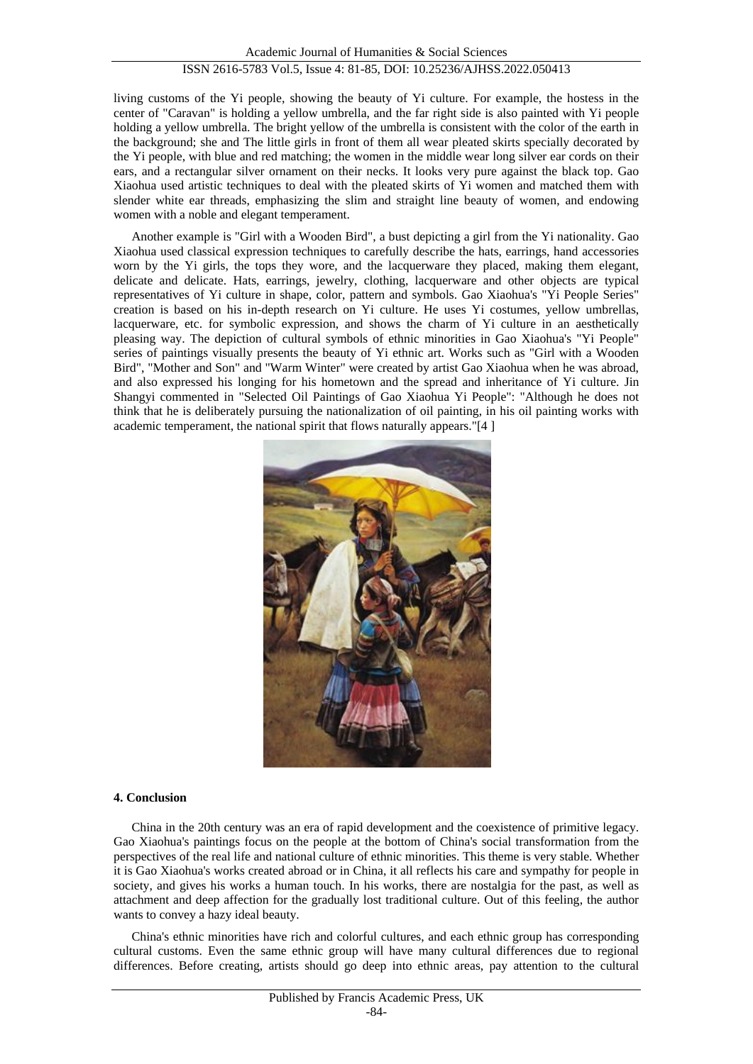living customs of the Yi people, showing the beauty of Yi culture. For example, the hostess in the center of "Caravan" is holding a yellow umbrella, and the far right side is also painted with Yi people holding a yellow umbrella. The bright yellow of the umbrella is consistent with the color of the earth in the background; she and The little girls in front of them all wear pleated skirts specially decorated by the Yi people, with blue and red matching; the women in the middle wear long silver ear cords on their ears, and a rectangular silver ornament on their necks. It looks very pure against the black top. Gao Xiaohua used artistic techniques to deal with the pleated skirts of Yi women and matched them with slender white ear threads, emphasizing the slim and straight line beauty of women, and endowing women with a noble and elegant temperament.

Another example is "Girl with a Wooden Bird", a bust depicting a girl from the Yi nationality. Gao Xiaohua used classical expression techniques to carefully describe the hats, earrings, hand accessories worn by the Yi girls, the tops they wore, and the lacquerware they placed, making them elegant, delicate and delicate. Hats, earrings, jewelry, clothing, lacquerware and other objects are typical representatives of Yi culture in shape, color, pattern and symbols. Gao Xiaohua's "Yi People Series" creation is based on his in-depth research on Yi culture. He uses Yi costumes, yellow umbrellas, lacquerware, etc. for symbolic expression, and shows the charm of Yi culture in an aesthetically pleasing way. The depiction of cultural symbols of ethnic minorities in Gao Xiaohua's "Yi People" series of paintings visually presents the beauty of Yi ethnic art. Works such as "Girl with a Wooden Bird", "Mother and Son" and "Warm Winter" were created by artist Gao Xiaohua when he was abroad, and also expressed his longing for his hometown and the spread and inheritance of Yi culture. Jin Shangyi commented in "Selected Oil Paintings of Gao Xiaohua Yi People": "Although he does not think that he is deliberately pursuing the nationalization of oil painting, in his oil painting works with academic temperament, the national spirit that flows naturally appears."[4 ]

## 4. Conclusion

China in the 20th century was an era of rapid development and the coexistence of primitive legacy. Gao Xiaohua's paintings focus on the people at the bottom of China's social transformation from the perspectives of the real life and national culture of ethnic minorities. This theme is very stable. Whether it is Gao Xiaohua's works created abroad or in China, it all reflects his care and sympathy for people in society, and gives his works a human touch. In his works, there are nostalgia for the past, as well as attachment and deep affection for the gradually lost traditional culture. Out of this feeling, the author wants to convey a hazy ideal beauty.

China's ethnic minorities have rich and colorful cultures, and each ethnic group has corresponding cultural customs. Even the same ethnic group will have many cultural differences due to regional differences. Before creating, artists should go deep into ethnic areas, pay attention to the cultural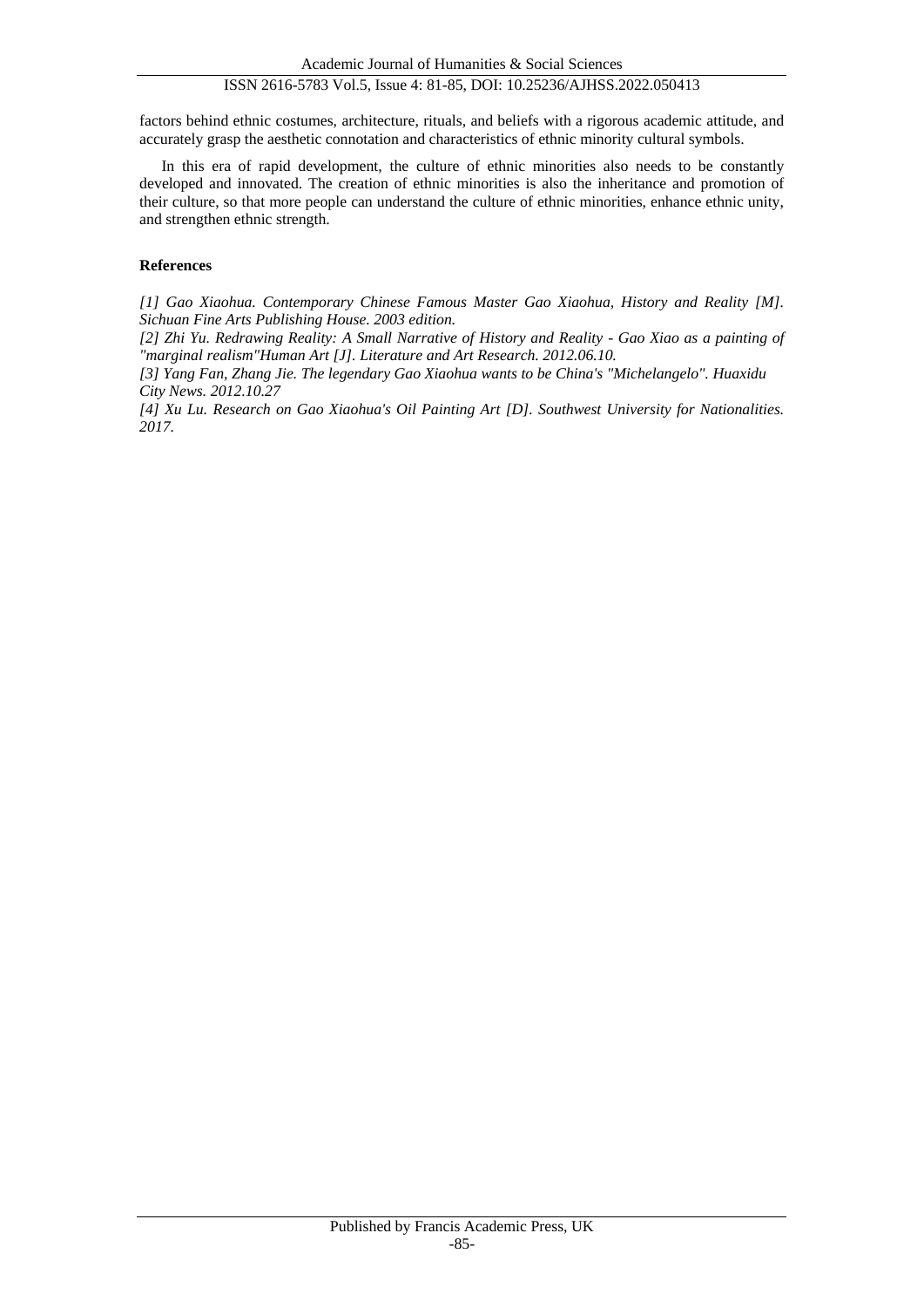factors behind ethnic costumes, architecture, rituals, and beliefs with a rigorous academic attitude, and accurately grasp the aesthetic connotation and characteristics of ethnic minority cultural symbols.

In this era of rapid development, the culture of ethnic minorities also needs to be constantly developed and innovated. The creation of ethnic minorities is also the inheritance and promotion of their culture, so that more people can understand the culture of ethnic minorities, enhance ethnic unity, and strengthen ethnic strength.

**References**

*[1] Gao Xiaohua. Contemporary Chinese Famous Master Gao Xiaohua, History and Reality [M]. Sichuan Fine Arts Publishing House. 2003 edition.*

*[2] Zhi Yu. Redrawing Reality: A Small Narrative of History and Reality - Gao Xiao as a painting of "marginal realism"Human Art [J]. Literature and Art Research. 2012.06.10.*

*[3] Yang Fan, Zhang Jie. The legendary Gao Xiaohua wants to be China's "Michelangelo". Huaxidu City News. 2012.10.27*

*[4] Xu Lu. Research on Gao Xiaohua's Oil Painting Art [D]. Southwest University for Nationalities. 2017.*